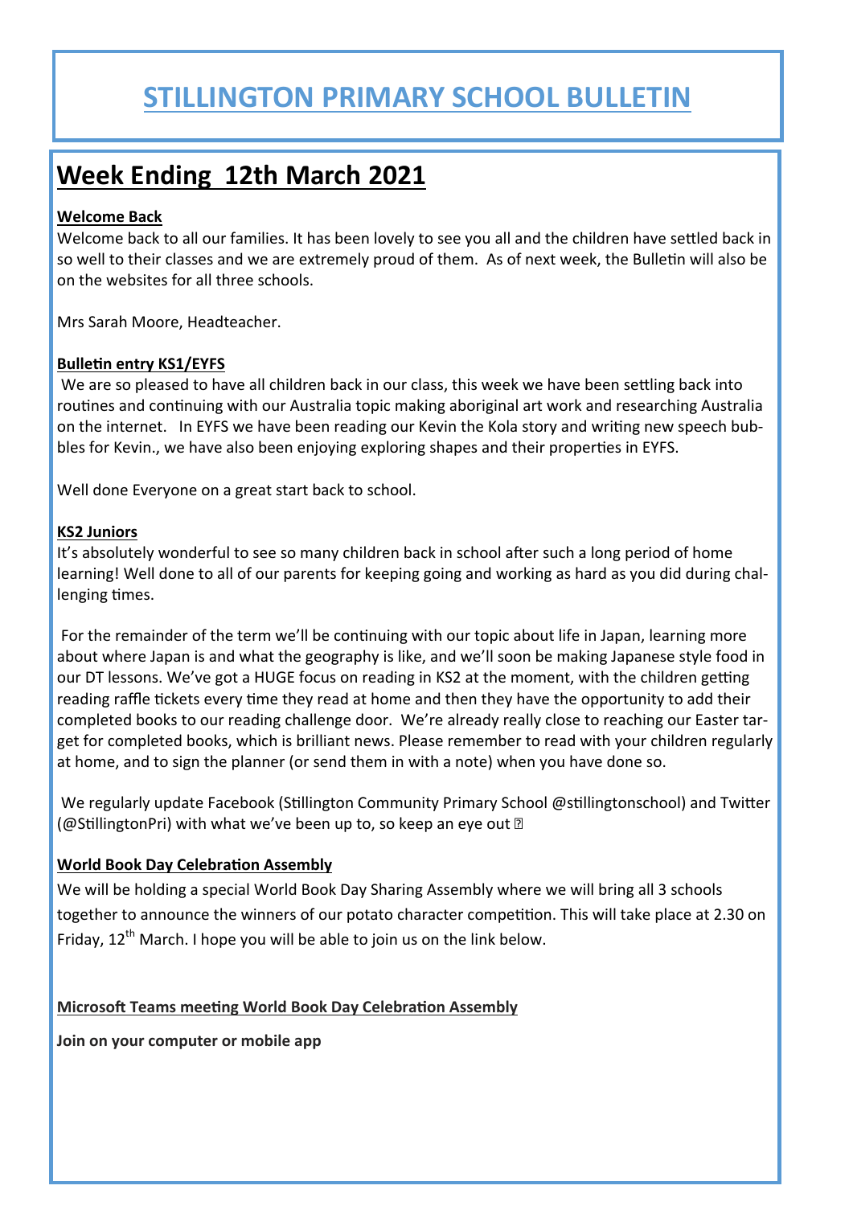# STILLINGTON PRIMARY SCHOOL BULLETIN

## Week Ending 12th March 2021

**Welcome Back**

Welcome back to all our families. It has been lovely to see you all and the children have settled back in so well to their classes and we are extremely proud of them. As of next week, the Bulletin will also be on the websites for all three schools.

Mrs Sarah Moore, Headteacher.

**Bulletin entry KS1/EYFS**

We are so pleased to have all children back in our class, this week we have been settling back into routines and continuing with our Australia topic making aboriginal art work and researching Australia on the internet. In EYFS we have been reading our Kevin the Kola story and writing new speech bubbles for Kevin., we have also been enjoying exploring shapes and their properties in EYFS.

Well done Everyone on a great start back to school.

**KS2 Juniors**

It's absolutely wonderful to see so many children back in school after such a long period of home learning! Well done to all of our parents for keeping going and working as hard as you did during challenging times.

For the remainder of the term we'll be continuing with our topic about life in Japan, learning more about where Japan is and what the geography is like, and we'll soon be making Japanese style food in our DT lessons. We've got a HUGE focus on reading in KS2 at the moment, with the children getting reading raffle tickets every time they read at home and then they have the opportunity to add their completed books to our reading challenge door. We're already really close to reaching our Easter target for completed books, which is brilliant news. Please remember to read with your children regularly at home, and to sign the planner (or send them in with a note) when you have done so.

We regularly update Facebook (Stillington Community Primary School @stillingtonschool) and Twitter (@StillingtonPri) with what we've been up to, so keep an eye out

**World Book Day Celebration Assembly**

We will be holding a special World Book Day Sharing Assembly where we will bring all 3 schools together to announce the winners of our potato character competition. This will take place at 2.30 on Friday, 12th March. I hope you will be able to join us on the link below.

**Microsoft Teams meeting World Book Day Celebration Assembly**

**Join on your computer or mobile app**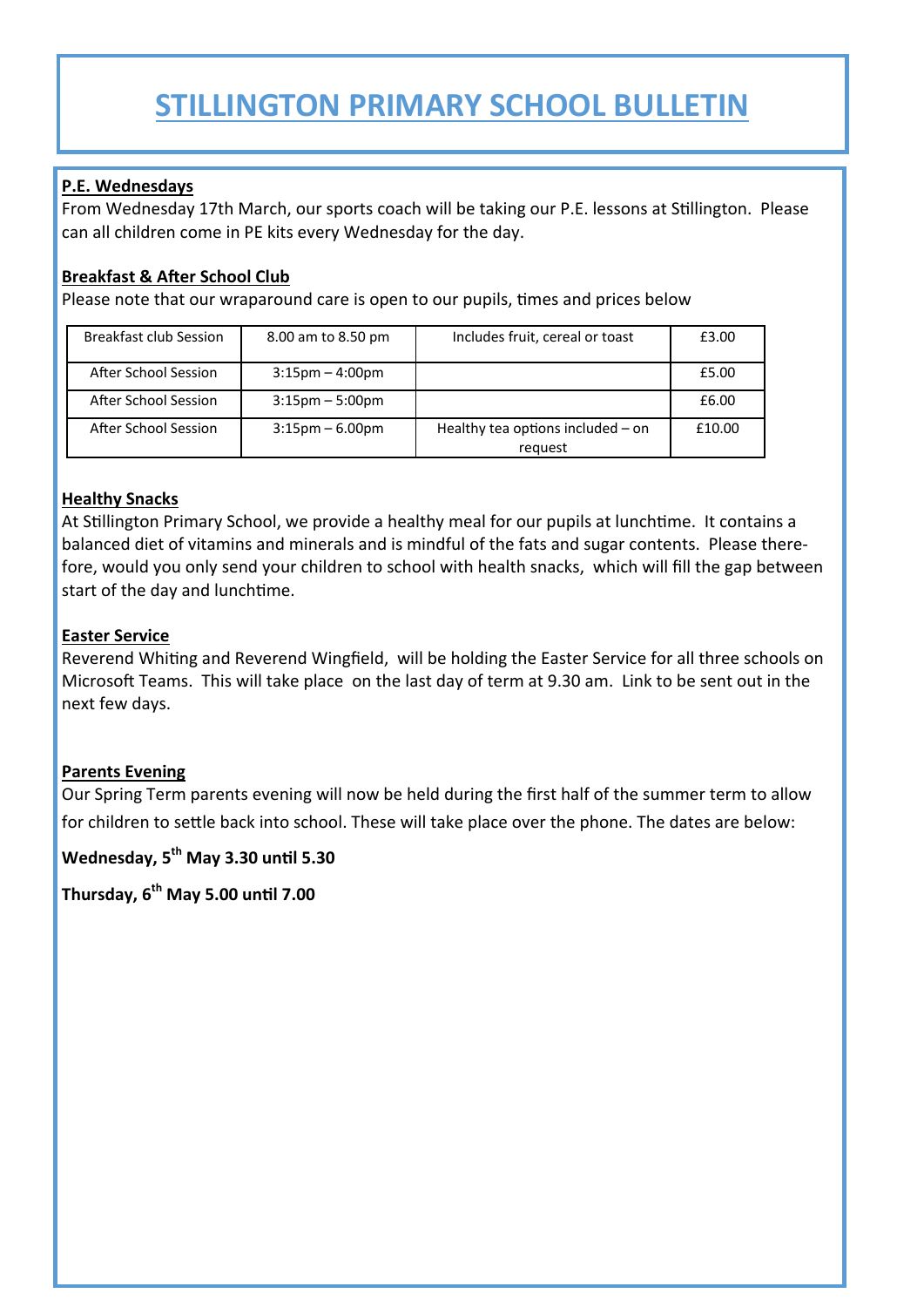# STILLINGTON PRIMARY SCHOOL BULLETIN

**P.E. Wednesdays**

From Wednesday 17th March, our sports coach will be taking our P.E. lessons at Stillington. Please can all children come in PE kits every Wednesday for the day.

**Breakfast & After School Club**

Please note that our wraparound care is open to our pupils, times and prices below

| Breakfast club Session | 8.00 am to 8.50 pm | Includes fruit, cereal or toast | £3.00 |
|---|---|---|---|
| After School Session | 3:15pm – 4:00pm | | £5.00 |
| After School Session | 3:15pm – 5:00pm | | £6.00 |
| After School Session | 3:15pm – 6.00pm | Healthy tea options included – on request | £10.00 |

**Healthy Snacks**

At Stillington Primary School, we provide a healthy meal for our pupils at lunchtime. It contains a balanced diet of vitamins and minerals and is mindful of the fats and sugar contents. Please therefore, would you only send your children to school with health snacks, which will fill the gap between start of the day and lunchtime.

**Easter Service**

Reverend Whiting and Reverend Wingfield, will be holding the Easter Service for all three schools on Microsoft Teams. This will take place on the last day of term at 9.30 am. Link to be sent out in the next few days.

**Parents Evening**

Our Spring Term parents evening will now be held during the first half of the summer term to allow for children to settle back into school. These will take place over the phone. The dates are below:

**Wednesday, 5th May 3.30 until 5.30**

**Thursday, 6th May 5.00 until 7.00**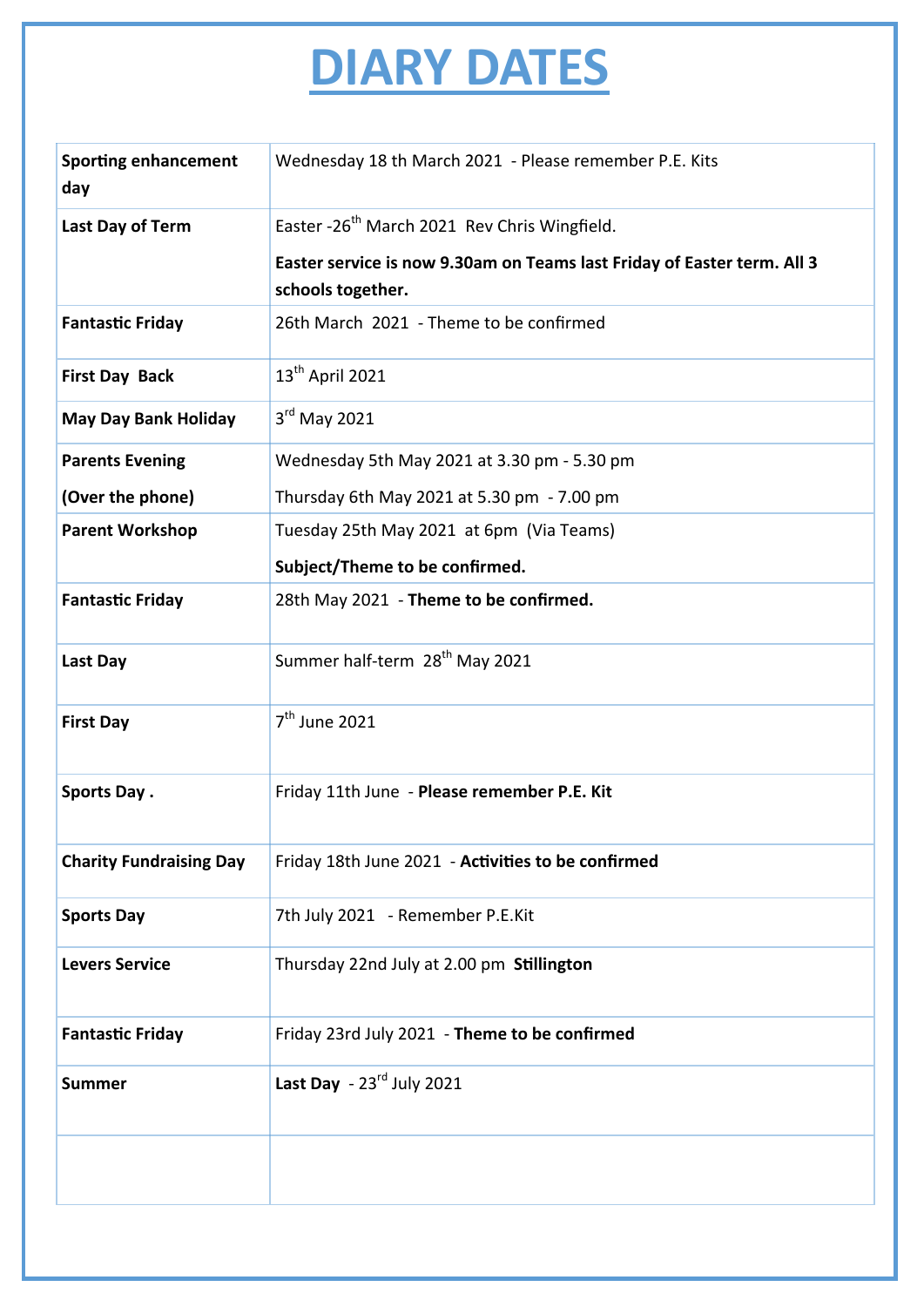# DIARY DATES

| | |
|---|---|
| **Sporting enhancement day** | Wednesday 18 th March 2021 - Please remember P.E. Kits |
| **Last Day of Term** | Easter -26th March 2021 Rev Chris Wingfield.<br>**Easter service is now 9.30am on Teams last Friday of Easter term. All 3 schools together.** |
| **Fantastic Friday** | 26th March 2021 - Theme to be confirmed |
| **First Day Back** | 13th April 2021 |
| **May Day Bank Holiday** | 3rd May 2021 |
| **Parents Evening (Over the phone)** | Wednesday 5th May 2021 at 3.30 pm - 5.30 pm<br>Thursday 6th May 2021 at 5.30 pm - 7.00 pm |
| **Parent Workshop** | Tuesday 25th May 2021 at 6pm (Via Teams)<br>**Subject/Theme to be confirmed.** |
| **Fantastic Friday** | 28th May 2021 - **Theme to be confirmed.** |
| **Last Day** | Summer half-term 28th May 2021 |
| **First Day** | 7th June 2021 |
| **Sports Day .** | Friday 11th June - **Please remember P.E. Kit** |
| **Charity Fundraising Day** | Friday 18th June 2021 - **Activities to be confirmed** |
| **Sports Day** | 7th July 2021 - Remember P.E.Kit |
| **Levers Service** | Thursday 22nd July at 2.00 pm **Stillington** |
| **Fantastic Friday** | Friday 23rd July 2021 - **Theme to be confirmed** |
| **Summer** | **Last Day** - 23rd July 2021 |
| | |